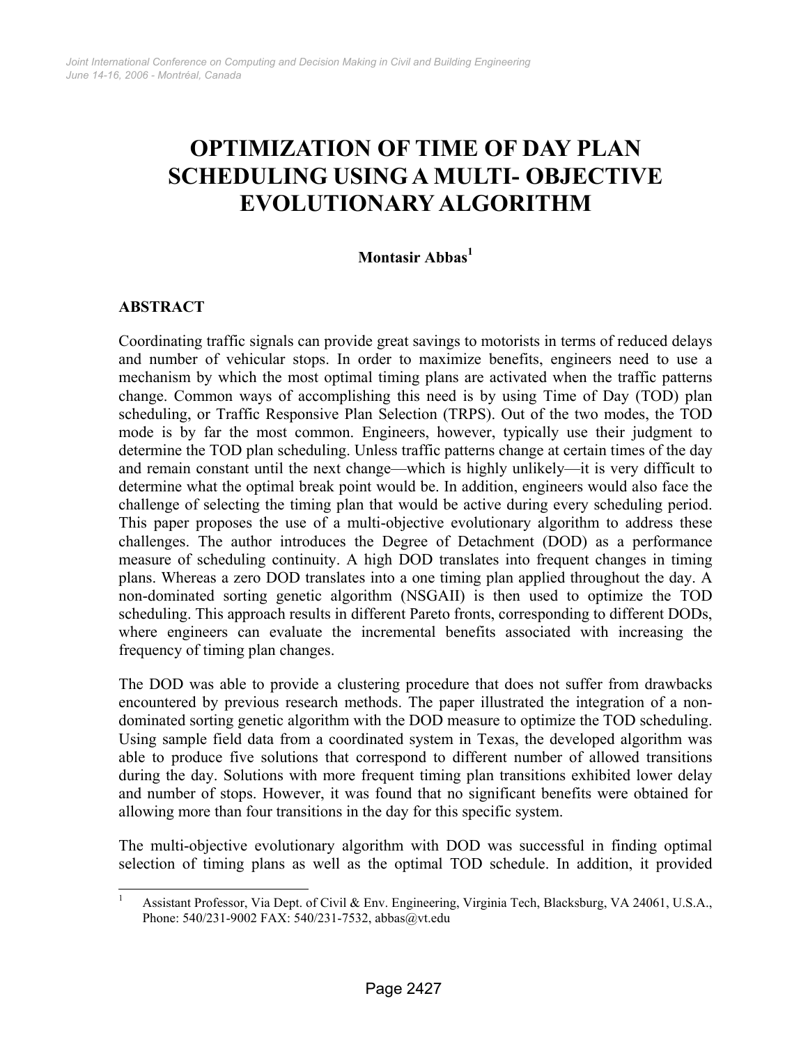# OPTIMIZATION OF TIME OF DAY PLAN SCHEDULING USING A MULTI- OBJECTIVE EVOLUTIONARY ALGORITHM

**Montasir Abbas**[1]

## ABSTRACT

Coordinating traffic signals can provide great savings to motorists in terms of reduced delays and number of vehicular stops. In order to maximize benefits, engineers need to use a mechanism by which the most optimal timing plans are activated when the traffic patterns change. Common ways of accomplishing this need is by using Time of Day (TOD) plan scheduling, or Traffic Responsive Plan Selection (TRPS). Out of the two modes, the TOD mode is by far the most common. Engineers, however, typically use their judgment to determine the TOD plan scheduling. Unless traffic patterns change at certain times of the day and remain constant until the next change—which is highly unlikely—it is very difficult to determine what the optimal break point would be. In addition, engineers would also face the challenge of selecting the timing plan that would be active during every scheduling period. This paper proposes the use of a multi-objective evolutionary algorithm to address these challenges. The author introduces the Degree of Detachment (DOD) as a performance measure of scheduling continuity. A high DOD translates into frequent changes in timing plans. Whereas a zero DOD translates into a one timing plan applied throughout the day. A non-dominated sorting genetic algorithm (NSGAII) is then used to optimize the TOD scheduling. This approach results in different Pareto fronts, corresponding to different DODs, where engineers can evaluate the incremental benefits associated with increasing the frequency of timing plan changes.

The DOD was able to provide a clustering procedure that does not suffer from drawbacks encountered by previous research methods. The paper illustrated the integration of a non-dominated sorting genetic algorithm with the DOD measure to optimize the TOD scheduling. Using sample field data from a coordinated system in Texas, the developed algorithm was able to produce five solutions that correspond to different number of allowed transitions during the day. Solutions with more frequent timing plan transitions exhibited lower delay and number of stops. However, it was found that no significant benefits were obtained for allowing more than four transitions in the day for this specific system.

The multi-objective evolutionary algorithm with DOD was successful in finding optimal selection of timing plans as well as the optimal TOD schedule. In addition, it provided

---

[1] Assistant Professor, Via Dept. of Civil & Env. Engineering, Virginia Tech, Blacksburg, VA 24061, U.S.A., Phone: 540/231-9002 FAX: 540/231-7532, abbas@vt.edu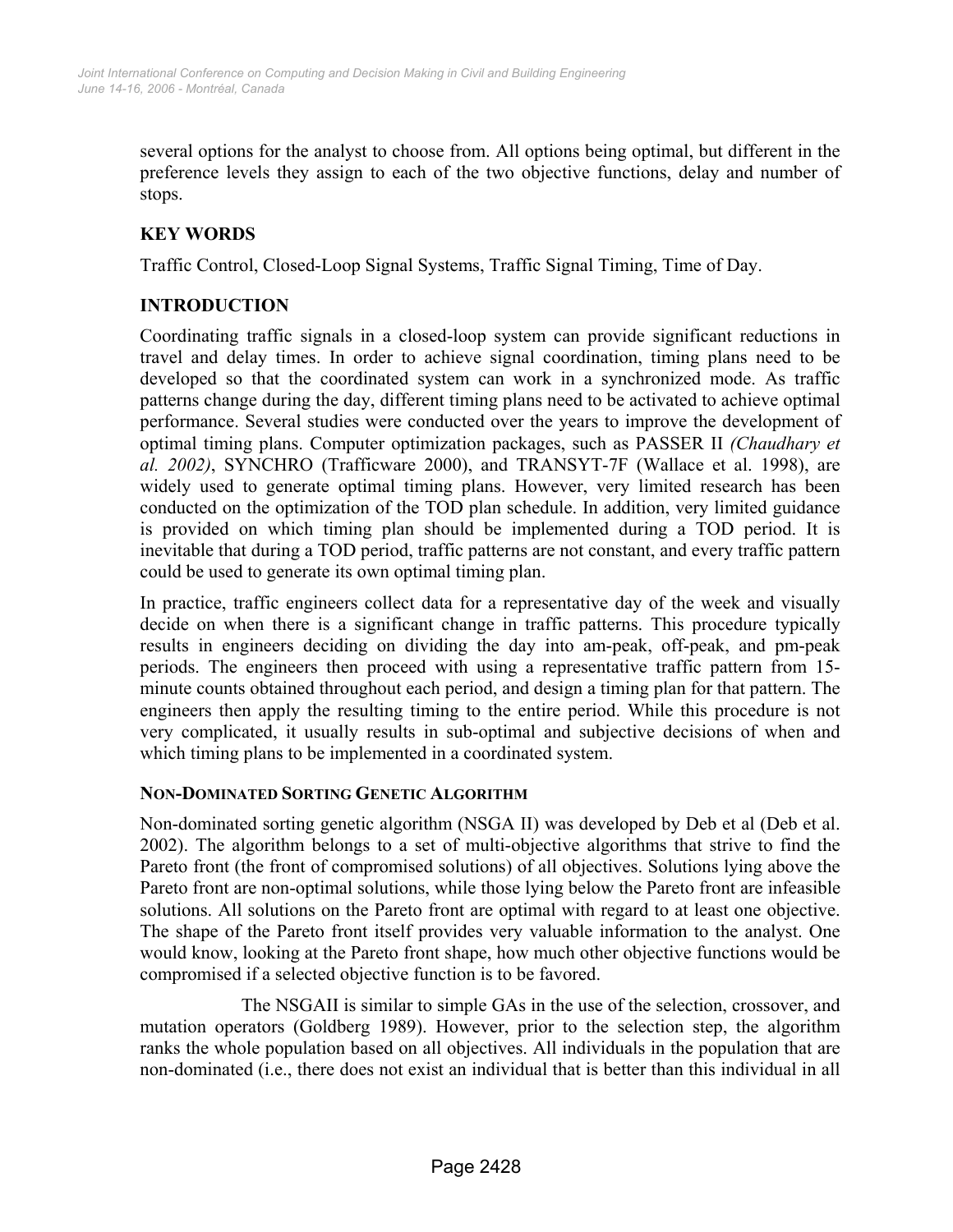several options for the analyst to choose from. All options being optimal, but different in the preference levels they assign to each of the two objective functions, delay and number of stops.

## KEY WORDS

Traffic Control, Closed-Loop Signal Systems, Traffic Signal Timing, Time of Day.

## INTRODUCTION

Coordinating traffic signals in a closed-loop system can provide significant reductions in travel and delay times. In order to achieve signal coordination, timing plans need to be developed so that the coordinated system can work in a synchronized mode. As traffic patterns change during the day, different timing plans need to be activated to achieve optimal performance. Several studies were conducted over the years to improve the development of optimal timing plans. Computer optimization packages, such as PASSER II *(Chaudhary et al. 2002)*, SYNCHRO (Trafficware 2000), and TRANSYT-7F (Wallace et al. 1998), are widely used to generate optimal timing plans. However, very limited research has been conducted on the optimization of the TOD plan schedule. In addition, very limited guidance is provided on which timing plan should be implemented during a TOD period. It is inevitable that during a TOD period, traffic patterns are not constant, and every traffic pattern could be used to generate its own optimal timing plan.

In practice, traffic engineers collect data for a representative day of the week and visually decide on when there is a significant change in traffic patterns. This procedure typically results in engineers deciding on dividing the day into am-peak, off-peak, and pm-peak periods. The engineers then proceed with using a representative traffic pattern from 15-minute counts obtained throughout each period, and design a timing plan for that pattern. The engineers then apply the resulting timing to the entire period. While this procedure is not very complicated, it usually results in sub-optimal and subjective decisions of when and which timing plans to be implemented in a coordinated system.

### NON-DOMINATED SORTING GENETIC ALGORITHM

Non-dominated sorting genetic algorithm (NSGA II) was developed by Deb et al (Deb et al. 2002). The algorithm belongs to a set of multi-objective algorithms that strive to find the Pareto front (the front of compromised solutions) of all objectives. Solutions lying above the Pareto front are non-optimal solutions, while those lying below the Pareto front are infeasible solutions. All solutions on the Pareto front are optimal with regard to at least one objective. The shape of the Pareto front itself provides very valuable information to the analyst. One would know, looking at the Pareto front shape, how much other objective functions would be compromised if a selected objective function is to be favored.

The NSGAII is similar to simple GAs in the use of the selection, crossover, and mutation operators (Goldberg 1989). However, prior to the selection step, the algorithm ranks the whole population based on all objectives. All individuals in the population that are non-dominated (i.e., there does not exist an individual that is better than this individual in all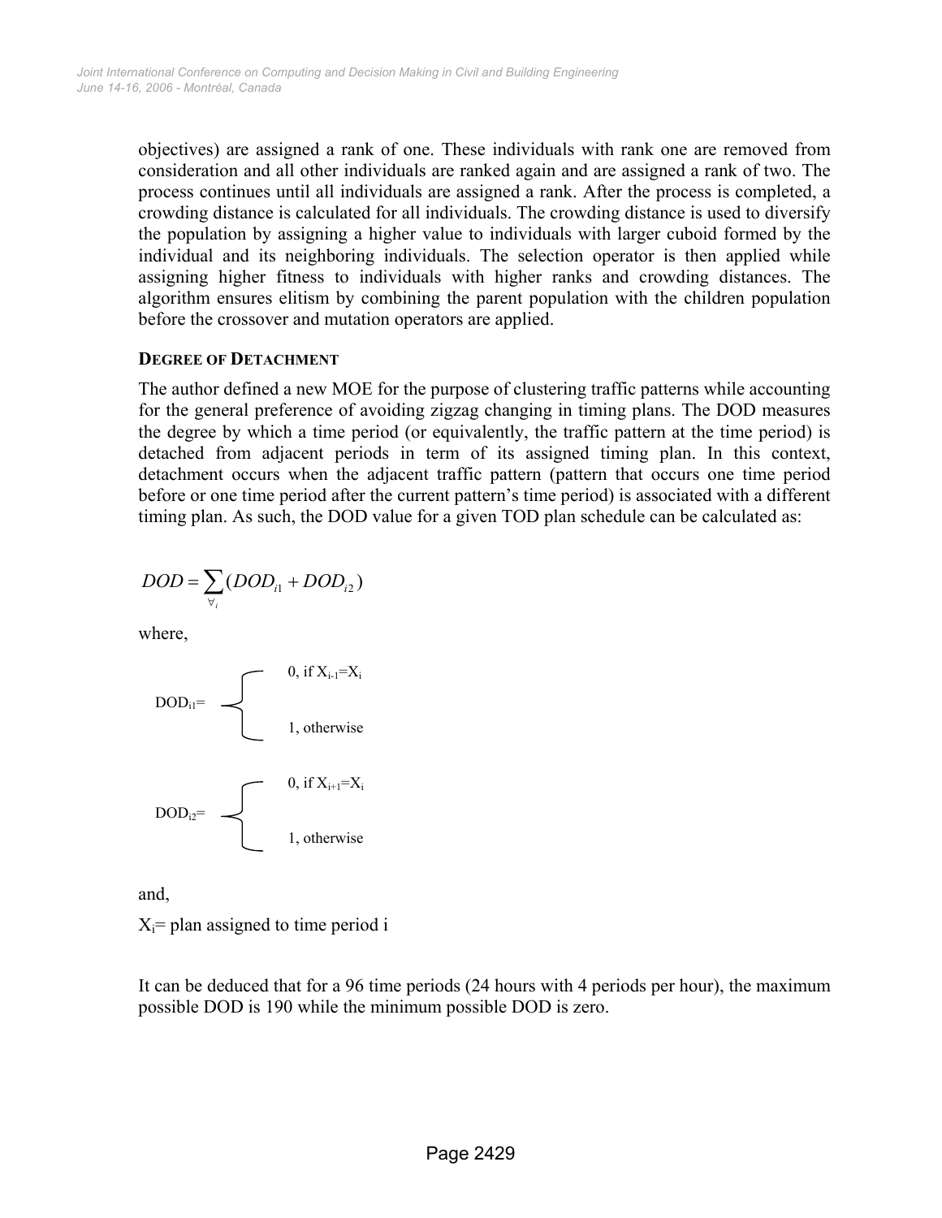objectives) are assigned a rank of one. These individuals with rank one are removed from consideration and all other individuals are ranked again and are assigned a rank of two. The process continues until all individuals are assigned a rank. After the process is completed, a crowding distance is calculated for all individuals. The crowding distance is used to diversify the population by assigning a higher value to individuals with larger cuboid formed by the individual and its neighboring individuals. The selection operator is then applied while assigning higher fitness to individuals with higher ranks and crowding distances. The algorithm ensures elitism by combining the parent population with the children population before the crossover and mutation operators are applied.

### DEGREE OF DETACHMENT

The author defined a new MOE for the purpose of clustering traffic patterns while accounting for the general preference of avoiding zigzag changing in timing plans. The DOD measures the degree by which a time period (or equivalently, the traffic pattern at the time period) is detached from adjacent periods in term of its assigned timing plan. In this context, detachment occurs when the adjacent traffic pattern (pattern that occurs one time period before or one time period after the current pattern's time period) is associated with a different timing plan. As such, the DOD value for a given TOD plan schedule can be calculated as:

$$DOD = \sum_{\forall_i} (DOD_{i1} + DOD_{i2})$$

where,

$$DOD_{i1} = \begin{cases} 0, \text{ if } X_{i-1} = X_i \\ 1, \text{ otherwise} \end{cases}$$

$$DOD_{i2} = \begin{cases} 0, \text{ if } X_{i+1} = X_i \\ 1, \text{ otherwise} \end{cases}$$

and,

$X_i$= plan assigned to time period i

It can be deduced that for a 96 time periods (24 hours with 4 periods per hour), the maximum possible DOD is 190 while the minimum possible DOD is zero.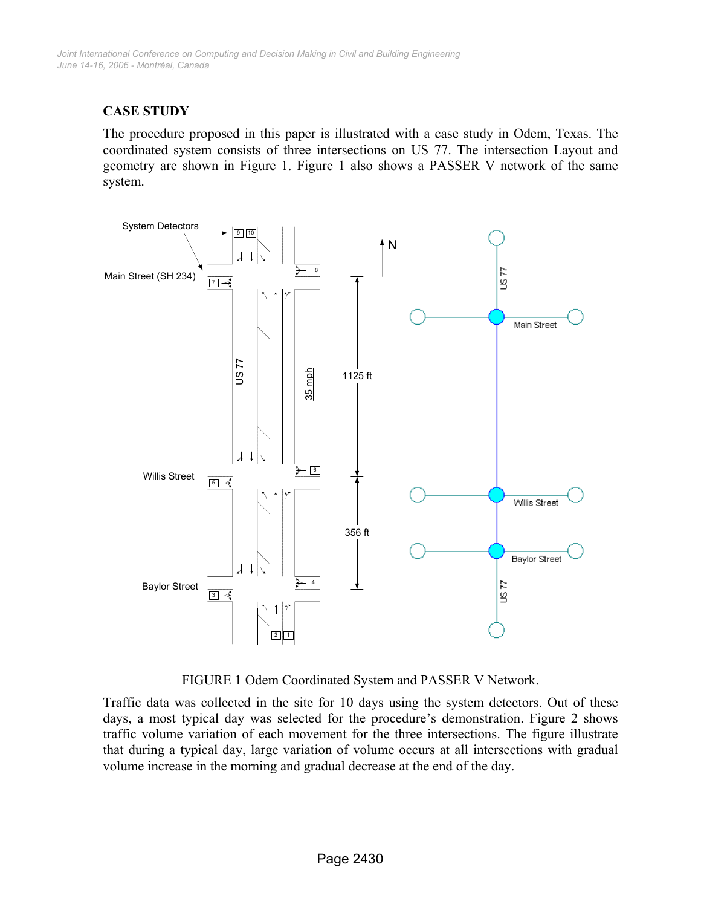## CASE STUDY

The procedure proposed in this paper is illustrated with a case study in Odem, Texas. The coordinated system consists of three intersections on US 77. The intersection Layout and geometry are shown in Figure 1. Figure 1 also shows a PASSER V network of the same system.

System Detectors

Main Street (SH 234)

Willis Street

Baylor Street

US 77

35 mph

1125 ft

356 ft

N

US 77

Main Street

Willis Street

Baylor Street

US 77

FIGURE 1 Odem Coordinated System and PASSER V Network.

Traffic data was collected in the site for 10 days using the system detectors. Out of these days, a most typical day was selected for the procedure's demonstration. Figure 2 shows traffic volume variation of each movement for the three intersections. The figure illustrate that during a typical day, large variation of volume occurs at all intersections with gradual volume increase in the morning and gradual decrease at the end of the day.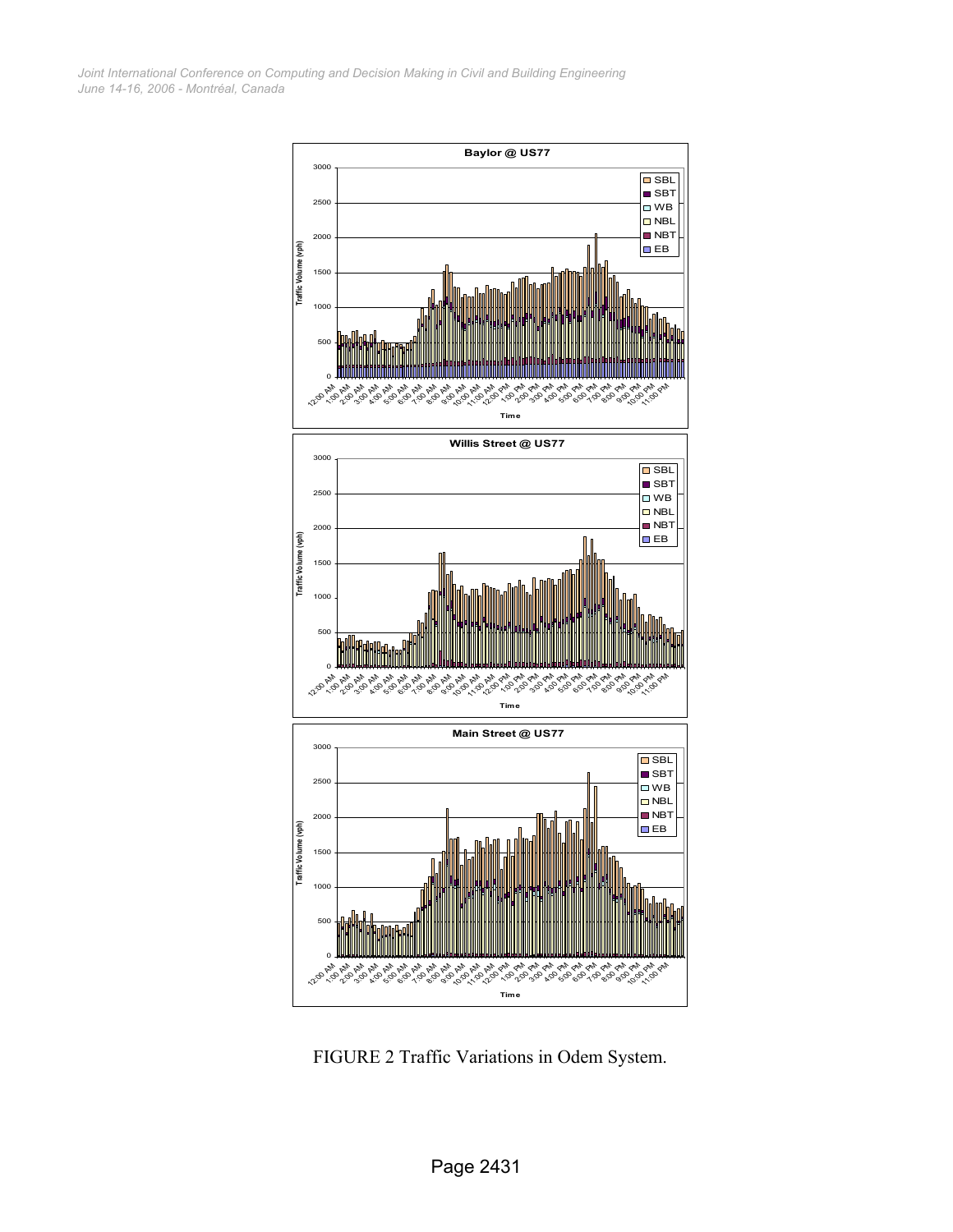Baylor @ US77

3000
2500
2000
1500
1000
500
0

Traffic Volume (vph)

SBL
SBT
WB
NBL
NBT
EB

12:00 AM
1:00 AM
2:00 AM
3:00 AM
4:00 AM
5:00 AM
6:00 AM
7:00 AM
8:00 AM
9:00 AM
10:00 AM
11:00 AM
12:00 PM
1:00 PM
2:00 PM
3:00 PM
4:00 PM
5:00 PM
6:00 PM
7:00 PM
8:00 PM
9:00 PM
10:00 PM
11:00 PM

Time

Willis Street @ US77

3000
2500
2000
1500
1000
500
0

Traffic Volume (vph)

SBL
SBT
WB
NBL
NBT
EB

12:00 AM
1:00 AM
2:00 AM
3:00 AM
4:00 AM
5:00 AM
6:00 AM
7:00 AM
8:00 AM
9:00 AM
10:00 AM
11:00 AM
12:00 PM
1:00 PM
2:00 PM
3:00 PM
4:00 PM
5:00 PM
6:00 PM
7:00 PM
8:00 PM
9:00 PM
10:00 PM
11:00 PM

Time

Main Street @ US77

3000
2500
2000
1500
1000
500
0

Traffic Volume (vph)

SBL
SBT
WB
NBL
NBT
EB

12:00 AM
1:00 AM
2:00 AM
3:00 AM
4:00 AM
5:00 AM
6:00 AM
7:00 AM
8:00 AM
9:00 AM
10:00 AM
11:00 AM
12:00 PM
1:00 PM
2:00 PM
3:00 PM
4:00 PM
5:00 PM
6:00 PM
7:00 PM
8:00 PM
9:00 PM
10:00 PM
11:00 PM

Time

FIGURE 2 Traffic Variations in Odem System.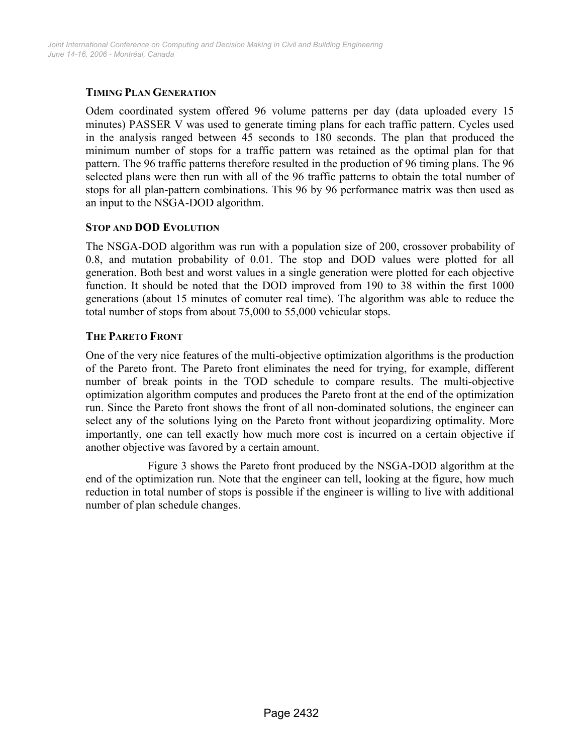### TIMING PLAN GENERATION

Odem coordinated system offered 96 volume patterns per day (data uploaded every 15 minutes) PASSER V was used to generate timing plans for each traffic pattern. Cycles used in the analysis ranged between 45 seconds to 180 seconds. The plan that produced the minimum number of stops for a traffic pattern was retained as the optimal plan for that pattern. The 96 traffic patterns therefore resulted in the production of 96 timing plans. The 96 selected plans were then run with all of the 96 traffic patterns to obtain the total number of stops for all plan-pattern combinations. This 96 by 96 performance matrix was then used as an input to the NSGA-DOD algorithm.

### STOP AND DOD EVOLUTION

The NSGA-DOD algorithm was run with a population size of 200, crossover probability of 0.8, and mutation probability of 0.01. The stop and DOD values were plotted for all generation. Both best and worst values in a single generation were plotted for each objective function. It should be noted that the DOD improved from 190 to 38 within the first 1000 generations (about 15 minutes of comuter real time). The algorithm was able to reduce the total number of stops from about 75,000 to 55,000 vehicular stops.

### THE PARETO FRONT

One of the very nice features of the multi-objective optimization algorithms is the production of the Pareto front. The Pareto front eliminates the need for trying, for example, different number of break points in the TOD schedule to compare results. The multi-objective optimization algorithm computes and produces the Pareto front at the end of the optimization run. Since the Pareto front shows the front of all non-dominated solutions, the engineer can select any of the solutions lying on the Pareto front without jeopardizing optimality. More importantly, one can tell exactly how much more cost is incurred on a certain objective if another objective was favored by a certain amount.

Figure 3 shows the Pareto front produced by the NSGA-DOD algorithm at the end of the optimization run. Note that the engineer can tell, looking at the figure, how much reduction in total number of stops is possible if the engineer is willing to live with additional number of plan schedule changes.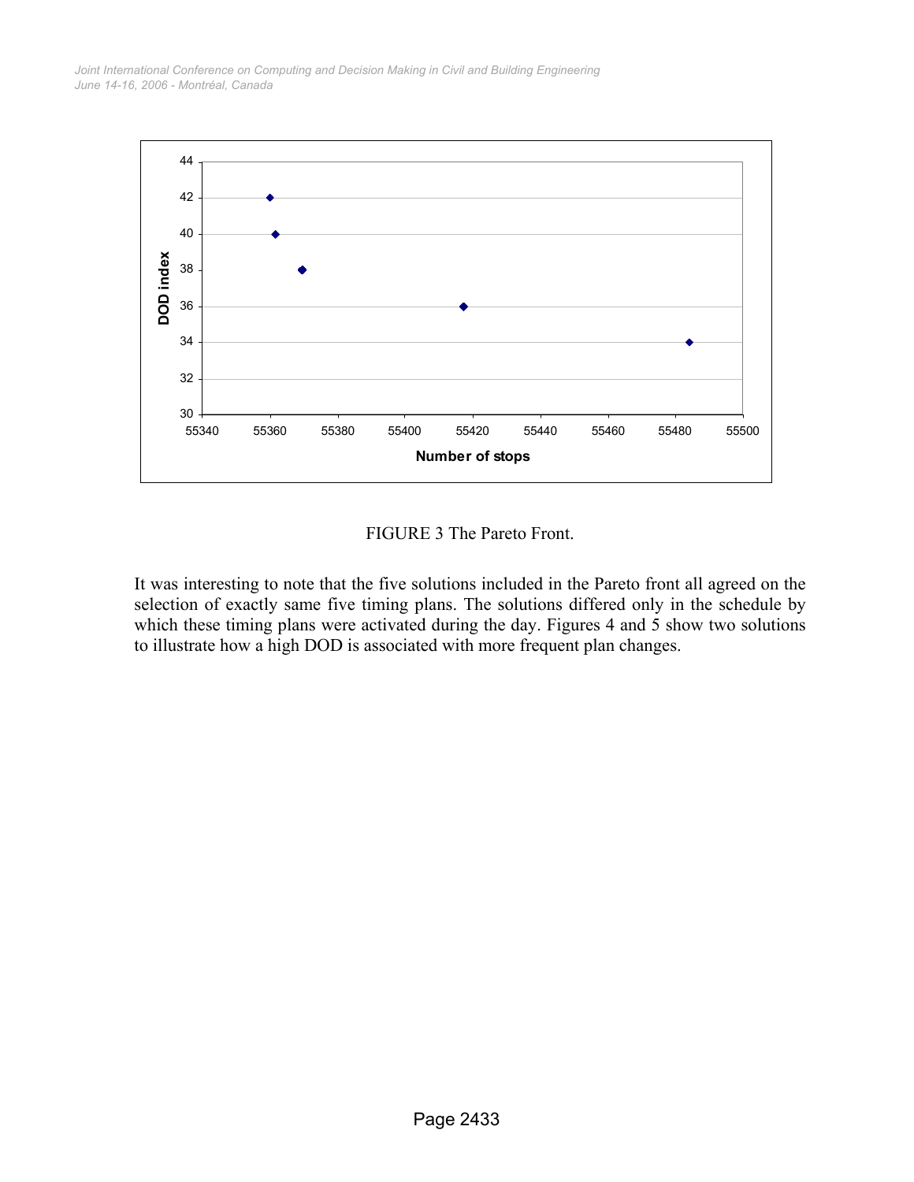DOD index

44
42
40
38
36
34
32
30

55340 55360 55380 55400 55420 55440 55460 55480 55500

Number of stops

FIGURE 3 The Pareto Front.

It was interesting to note that the five solutions included in the Pareto front all agreed on the selection of exactly same five timing plans. The solutions differed only in the schedule by which these timing plans were activated during the day. Figures 4 and 5 show two solutions to illustrate how a high DOD is associated with more frequent plan changes.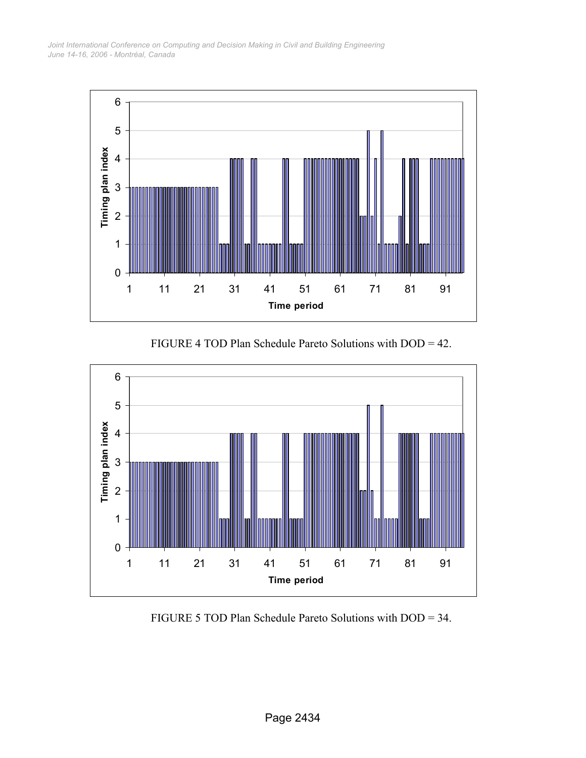6
5
4
3
2
1
0
1 11 21 31 41 51 61 71 81 91

Timing plan index

Time period

FIGURE 4 TOD Plan Schedule Pareto Solutions with DOD = 42.

6
5
4
3
2
1
0
1 11 21 31 41 51 61 71 81 91

Timing plan index

Time period

FIGURE 5 TOD Plan Schedule Pareto Solutions with DOD = 34.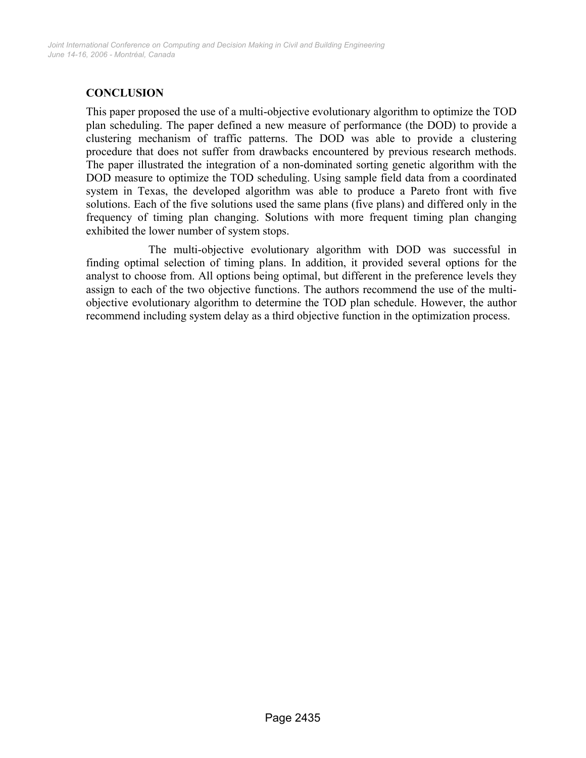## CONCLUSION

This paper proposed the use of a multi-objective evolutionary algorithm to optimize the TOD plan scheduling. The paper defined a new measure of performance (the DOD) to provide a clustering mechanism of traffic patterns. The DOD was able to provide a clustering procedure that does not suffer from drawbacks encountered by previous research methods. The paper illustrated the integration of a non-dominated sorting genetic algorithm with the DOD measure to optimize the TOD scheduling. Using sample field data from a coordinated system in Texas, the developed algorithm was able to produce a Pareto front with five solutions. Each of the five solutions used the same plans (five plans) and differed only in the frequency of timing plan changing. Solutions with more frequent timing plan changing exhibited the lower number of system stops.

The multi-objective evolutionary algorithm with DOD was successful in finding optimal selection of timing plans. In addition, it provided several options for the analyst to choose from. All options being optimal, but different in the preference levels they assign to each of the two objective functions. The authors recommend the use of the multi-objective evolutionary algorithm to determine the TOD plan schedule. However, the author recommend including system delay as a third objective function in the optimization process.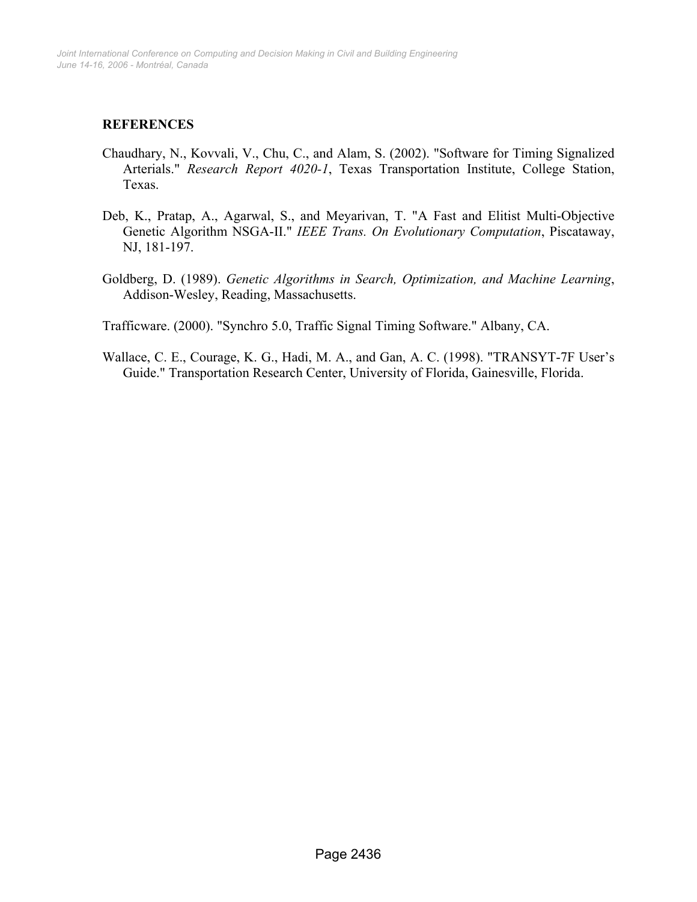## REFERENCES

Chaudhary, N., Kovvali, V., Chu, C., and Alam, S. (2002). "Software for Timing Signalized Arterials." *Research Report 4020-1*, Texas Transportation Institute, College Station, Texas.

Deb, K., Pratap, A., Agarwal, S., and Meyarivan, T. "A Fast and Elitist Multi-Objective Genetic Algorithm NSGA-II." *IEEE Trans. On Evolutionary Computation*, Piscataway, NJ, 181-197.

Goldberg, D. (1989). *Genetic Algorithms in Search, Optimization, and Machine Learning*, Addison-Wesley, Reading, Massachusetts.

Trafficware. (2000). "Synchro 5.0, Traffic Signal Timing Software." Albany, CA.

Wallace, C. E., Courage, K. G., Hadi, M. A., and Gan, A. C. (1998). "TRANSYT-7F User's Guide." Transportation Research Center, University of Florida, Gainesville, Florida.